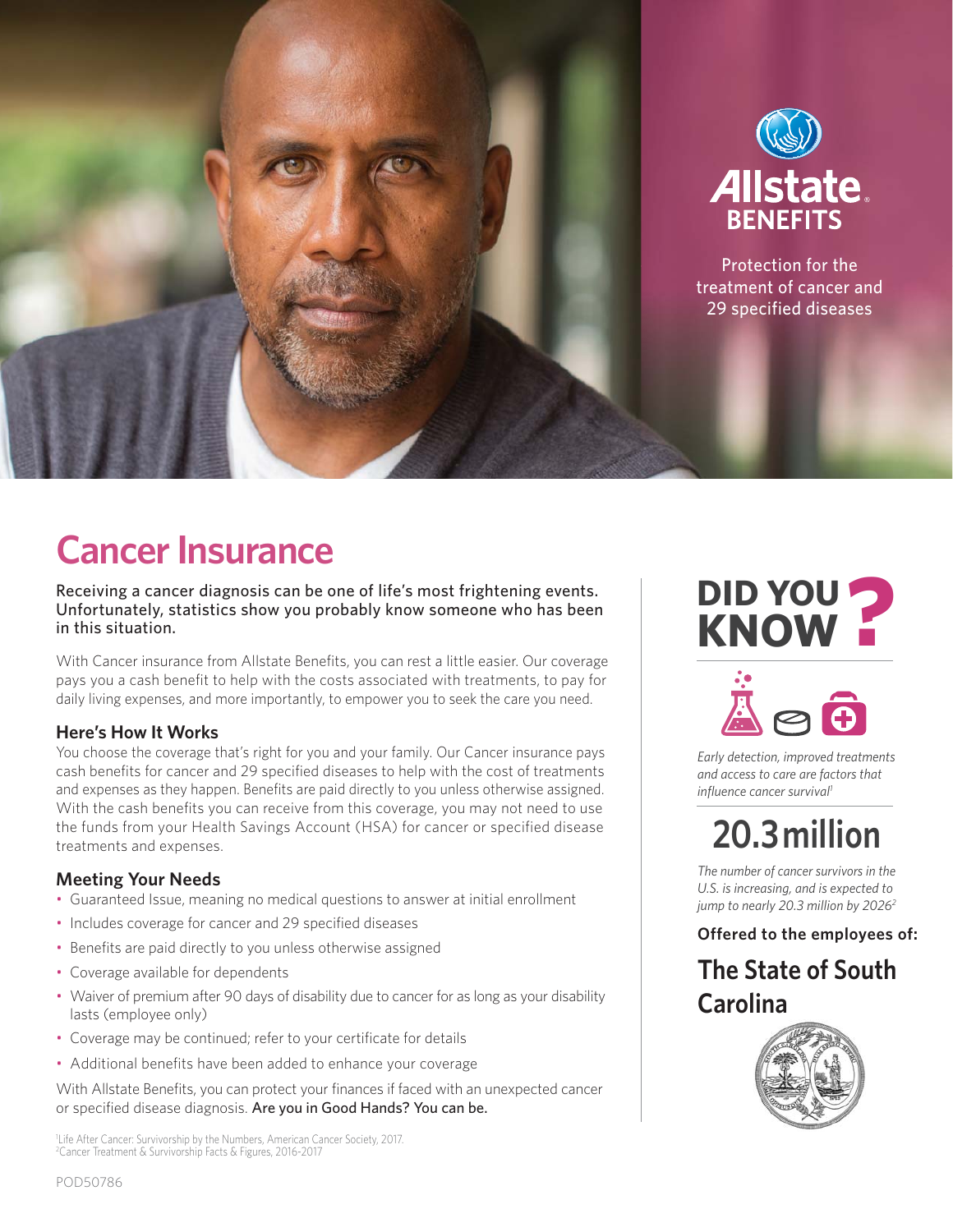Allstate BENEFITS

Protection for the treatment of cancer and 29 specified diseases

# Cancer Insurance

Receiving a cancer diagnosis can be one of life's most frightening events. Unfortunately, statistics show you probably know someone who has been in this situation.

With Cancer insurance from Allstate Benefits, you can rest a little easier. Our coverage pays you a cash benefit to help with the costs associated with treatments, to pay for daily living expenses, and more importantly, to empower you to seek the care you need.

### Here's How It Works

You choose the coverage that's right for you and your family. Our Cancer insurance pays cash benefits for cancer and 29 specified diseases to help with the cost of treatments and expenses as they happen. Benefits are paid directly to you unless otherwise assigned. With the cash benefits you can receive from this coverage, you may not need to use the funds from your Health Savings Account (HSA) for cancer or specified disease treatments and expenses.

### Meeting Your Needs

- Guaranteed Issue, meaning no medical questions to answer at initial enrollment
- Includes coverage for cancer and 29 specified diseases
- Benefits are paid directly to you unless otherwise assigned
- Coverage available for dependents
- Waiver of premium after 90 days of disability due to cancer for as long as your disability lasts (employee only)
- Coverage may be continued; refer to your certificate for details
- Additional benefits have been added to enhance your coverage

With Allstate Benefits, you can protect your finances if faced with an unexpected cancer or specified disease diagnosis. Are you in Good Hands? You can be.

## DID YOU KNOW?

*Early detection, improved treatments and access to care are factors that influence cancer survival*[1]

**20.3 million**

*The number of cancer survivors in the U.S. is increasing, and is expected to jump to nearly 20.3 million by 2026*[2]

**Offered to the employees of:**

## The State of South Carolina

[1]Life After Cancer: Survivorship by the Numbers, American Cancer Society, 2017.
[2]Cancer Treatment & Survivorship Facts & Figures, 2016-2017

POD50786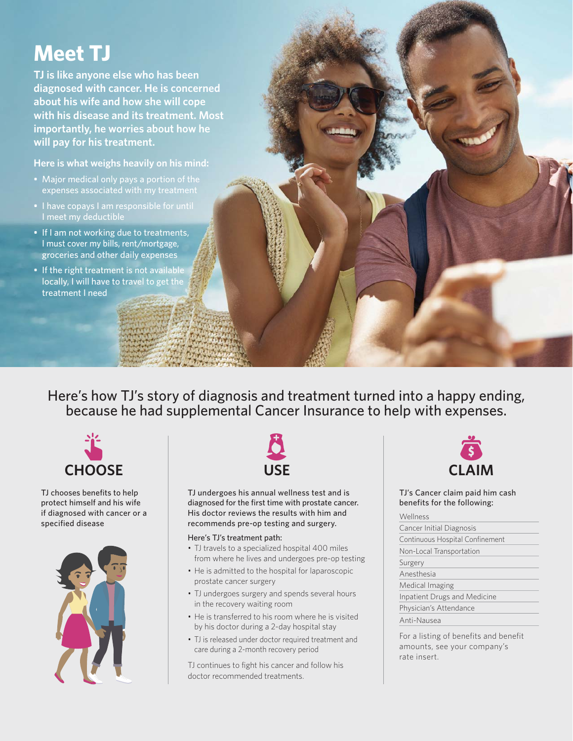# Meet TJ

**TJ is like anyone else who has been diagnosed with cancer. He is concerned about his wife and how she will cope with his disease and its treatment. Most importantly, he worries about how he will pay for his treatment.**

**Here is what weighs heavily on his mind:**

- Major medical only pays a portion of the expenses associated with my treatment
- I have copays I am responsible for until I meet my deductible
- If I am not working due to treatments, I must cover my bills, rent/mortgage, groceries and other daily expenses
- If the right treatment is not available locally, I will have to travel to get the treatment I need

Here's how TJ's story of diagnosis and treatment turned into a happy ending, because he had supplemental Cancer Insurance to help with expenses.

## CHOOSE

TJ chooses benefits to help protect himself and his wife if diagnosed with cancer or a specified disease

## USE

TJ undergoes his annual wellness test and is diagnosed for the first time with prostate cancer. His doctor reviews the results with him and recommends pre-op testing and surgery.

Here's TJ's treatment path:

- TJ travels to a specialized hospital 400 miles from where he lives and undergoes pre-op testing
- He is admitted to the hospital for laparoscopic prostate cancer surgery
- TJ undergoes surgery and spends several hours in the recovery waiting room
- He is transferred to his room where he is visited by his doctor during a 2-day hospital stay
- TJ is released under doctor required treatment and care during a 2-month recovery period

TJ continues to fight his cancer and follow his doctor recommended treatments.

## CLAIM

TJ's Cancer claim paid him cash benefits for the following:

- Wellness
- Cancer Initial Diagnosis
- Continuous Hospital Confinement
- Non-Local Transportation
- Surgery
- Anesthesia
- Medical Imaging
- Inpatient Drugs and Medicine
- Physician's Attendance
- Anti-Nausea

For a listing of benefits and benefit amounts, see your company's rate insert.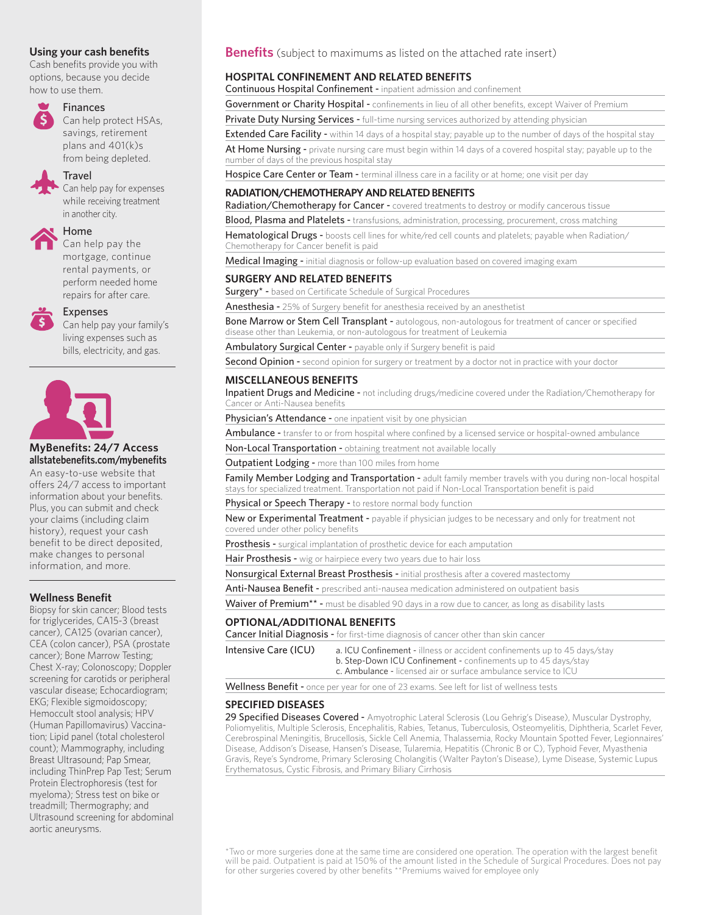## Using your cash benefits

Cash benefits provide you with options, because you decide how to use them.

**Finances**
Can help protect HSAs, savings, retirement plans and 401(k)s from being depleted.

**Travel**
Can help pay for expenses while receiving treatment in another city.

**Home**
Can help pay the mortgage, continue rental payments, or perform needed home repairs for after care.

**Expenses**
Can help pay your family's living expenses such as bills, electricity, and gas.

## MyBenefits: 24/7 Access

**allstatebenefits.com/mybenefits**

An easy-to-use website that offers 24/7 access to important information about your benefits. Plus, you can submit and check your claims (including claim history), request your cash benefit to be direct deposited, make changes to personal information, and more.

## Wellness Benefit

Biopsy for skin cancer; Blood tests for triglycerides, CA15-3 (breast cancer), CA125 (ovarian cancer), CEA (colon cancer), PSA (prostate cancer); Bone Marrow Testing; Chest X-ray; Colonoscopy; Doppler screening for carotids or peripheral vascular disease; Echocardiogram; EKG; Flexible sigmoidoscopy; Hemocult stool analysis; HPV (Human Papillomavirus) Vaccination; Lipid panel (total cholesterol count); Mammography, including Breast Ultrasound; Pap Smear, including ThinPrep Pap Test; Serum Protein Electrophoresis (test for myeloma); Stress test on bike or treadmill; Thermography; and Ultrasound screening for abdominal aortic aneurysms.

# Benefits (subject to maximums as listed on the attached rate insert)

## HOSPITAL CONFINEMENT AND RELATED BENEFITS

**Continuous Hospital Confinement -** inpatient admission and confinement

**Government or Charity Hospital -** confinements in lieu of all other benefits, except Waiver of Premium

**Private Duty Nursing Services -** full-time nursing services authorized by attending physician

**Extended Care Facility -** within 14 days of a hospital stay; payable up to the number of days of the hospital stay

**At Home Nursing -** private nursing care must begin within 14 days of a covered hospital stay; payable up to the number of days of the previous hospital stay

**Hospice Care Center or Team -** terminal illness care in a facility or at home; one visit per day

## RADIATION/CHEMOTHERAPY AND RELATED BENEFITS

**Radiation/Chemotherapy for Cancer -** covered treatments to destroy or modify cancerous tissue

**Blood, Plasma and Platelets -** transfusions, administration, processing, procurement, cross matching

**Hematological Drugs -** boosts cell lines for white/red cell counts and platelets; payable when Radiation/Chemotherapy for Cancer benefit is paid

**Medical Imaging -** initial diagnosis or follow-up evaluation based on covered imaging exam

## SURGERY AND RELATED BENEFITS

**Surgery* -** based on Certificate Schedule of Surgical Procedures

**Anesthesia -** 25% of Surgery benefit for anesthesia received by an anesthetist

**Bone Marrow or Stem Cell Transplant -** autologous, non-autologous for treatment of cancer or specified disease other than Leukemia, or non-autologous for treatment of Leukemia

**Ambulatory Surgical Center -** payable only if Surgery benefit is paid

**Second Opinion -** second opinion for surgery or treatment by a doctor not in practice with your doctor

## MISCELLANEOUS BENEFITS

**Inpatient Drugs and Medicine -** not including drugs/medicine covered under the Radiation/Chemotherapy for Cancer or Anti-Nausea benefits

**Physician's Attendance -** one inpatient visit by one physician

**Ambulance -** transfer to or from hospital where confined by a licensed service or hospital-owned ambulance

**Non-Local Transportation -** obtaining treatment not available locally

**Outpatient Lodging -** more than 100 miles from home

**Family Member Lodging and Transportation -** adult family member travels with you during non-local hospital stays for specialized treatment. Transportation not paid if Non-Local Transportation benefit is paid

**Physical or Speech Therapy -** to restore normal body function

**New or Experimental Treatment -** payable if physician judges to be necessary and only for treatment not covered under other policy benefits

**Prosthesis -** surgical implantation of prosthetic device for each amputation

**Hair Prosthesis -** wig or hairpiece every two years due to hair loss

**Nonsurgical External Breast Prosthesis -** initial prosthesis after a covered mastectomy

**Anti-Nausea Benefit -** prescribed anti-nausea medication administered on outpatient basis

**Waiver of Premium** -** must be disabled 90 days in a row due to cancer, as long as disability lasts

## OPTIONAL/ADDITIONAL BENEFITS

**Cancer Initial Diagnosis -** for first-time diagnosis of cancer other than skin cancer

**Intensive Care (ICU)**
- a. **ICU Confinement -** illness or accident confinements up to 45 days/stay
- b. **Step-Down ICU Confinement -** confinements up to 45 days/stay
- c. **Ambulance -** licensed air or surface ambulance service to ICU

**Wellness Benefit -** once per year for one of 23 exams. See left for list of wellness tests

## SPECIFIED DISEASES

**29 Specified Diseases Covered -** Amyotrophic Lateral Sclerosis (Lou Gehrig's Disease), Muscular Dystrophy, Poliomyelitis, Multiple Sclerosis, Encephalitis, Rabies, Tetanus, Tuberculosis, Osteomyelitis, Diphtheria, Scarlet Fever, Cerebrospinal Meningitis, Brucellosis, Sickle Cell Anemia, Thalassemia, Rocky Mountain Spotted Fever, Legionnaires' Disease, Addison's Disease, Hansen's Disease, Tularemia, Hepatitis (Chronic B or C), Typhoid Fever, Myasthenia Gravis, Reye's Syndrome, Primary Sclerosing Cholangitis (Walter Payton's Disease), Lyme Disease, Systemic Lupus Erythematosus, Cystic Fibrosis, and Primary Biliary Cirrhosis

*Two or more surgeries done at the same time are considered one operation. The operation with the largest benefit will be paid. Outpatient is paid at 150% of the amount listed in the Schedule of Surgical Procedures. Does not pay for other surgeries covered by other benefits **Premiums waived for employee only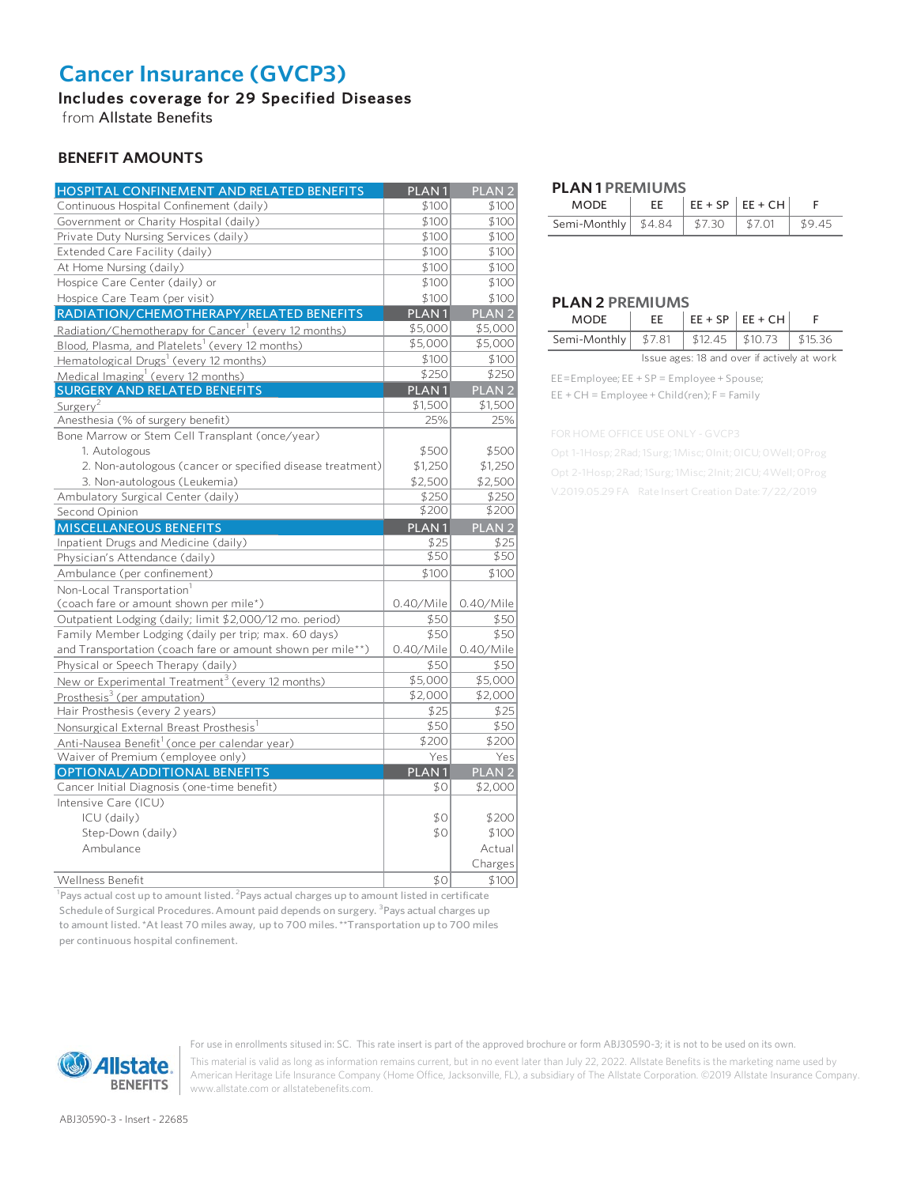# Cancer Insurance (GVCP3)

**Includes coverage for 29 Specified Diseases**

from Allstate Benefits

## BENEFIT AMOUNTS

| HOSPITAL CONFINEMENT AND RELATED BENEFITS | PLAN 1 | PLAN 2 |
|---|---|---|
| Continuous Hospital Confinement (daily) | $100 | $100 |
| Government or Charity Hospital (daily) | $100 | $100 |
| Private Duty Nursing Services (daily) | $100 | $100 |
| Extended Care Facility (daily) | $100 | $100 |
| At Home Nursing (daily) | $100 | $100 |
| Hospice Care Center (daily) or | $100 | $100 |
| Hospice Care Team (per visit) | $100 | $100 |
| **RADIATION/CHEMOTHERAPY/RELATED BENEFITS** | **PLAN 1** | **PLAN 2** |
| Radiation/Chemotherapy for Cancer[1] (every 12 months) | $5,000 | $5,000 |
| Blood, Plasma, and Platelets[1] (every 12 months) | $5,000 | $5,000 |
| Hematological Drugs[1] (every 12 months) | $100 | $100 |
| Medical Imaging[1] (every 12 months) | $250 | $250 |
| **SURGERY AND RELATED BENEFITS** | **PLAN 1** | **PLAN 2** |
| Surgery[2] | $1,500 | $1,500 |
| Anesthesia (% of surgery benefit) | 25% | 25% |
| Bone Marrow or Stem Cell Transplant (once/year) | | |
| 1. Autologous | $500 | $500 |
| 2. Non-autologous (cancer or specified disease treatment) | $1,250 | $1,250 |
| 3. Non-autologous (Leukemia) | $2,500 | $2,500 |
| Ambulatory Surgical Center (daily) | $250 | $250 |
| Second Opinion | $200 | $200 |
| **MISCELLANEOUS BENEFITS** | **PLAN 1** | **PLAN 2** |
| Inpatient Drugs and Medicine (daily) | $25 | $25 |
| Physician's Attendance (daily) | $50 | $50 |
| Ambulance (per confinement) | $100 | $100 |
| Non-Local Transportation[1] (coach fare or amount shown per mile*) | 0.40/Mile | 0.40/Mile |
| Outpatient Lodging (daily; limit $2,000/12 mo. period) | $50 | $50 |
| Family Member Lodging (daily per trip; max. 60 days) | $50 | $50 |
| and Transportation (coach fare or amount shown per mile**) | 0.40/Mile | 0.40/Mile |
| Physical or Speech Therapy (daily) | $50 | $50 |
| New or Experimental Treatment[3] (every 12 months) | $5,000 | $5,000 |
| Prosthesis[3] (per amputation) | $2,000 | $2,000 |
| Hair Prosthesis (every 2 years) | $25 | $25 |
| Nonsurgical External Breast Prosthesis[1] | $50 | $50 |
| Anti-Nausea Benefit[1] (once per calendar year) | $200 | $200 |
| Waiver of Premium (employee only) | Yes | Yes |
| **OPTIONAL/ADDITIONAL BENEFITS** | **PLAN 1** | **PLAN 2** |
| Cancer Initial Diagnosis (one-time benefit) | $0 | $2,000 |
| Intensive Care (ICU) | | |
| ICU (daily) | $0 | $200 |
| Step-Down (daily) | $0 | $100 |
| Ambulance | | Actual Charges |
| Wellness Benefit | $0 | $100 |

[1]Pays actual cost up to amount listed. [2]Pays actual charges up to amount listed in certificate Schedule of Surgical Procedures. Amount paid depends on surgery. [3]Pays actual charges up to amount listed. *At least 70 miles away, up to 700 miles. **Transportation up to 700 miles per continuous hospital confinement.

### PLAN 1 PREMIUMS

| MODE | EE | EE + SP | EE + CH | F |
|---|---|---|---|---|
| Semi-Monthly | $4.84 | $7.30 | $7.01 | $9.45 |

### PLAN 2 PREMIUMS

| MODE | EE | EE + SP | EE + CH | F |
|---|---|---|---|---|
| Semi-Monthly | $7.81 | $12.45 | $10.73 | $15.36 |

Issue ages: 18 and over if actively at work

EE=Employee; EE + SP = Employee + Spouse;
EE + CH = Employee + Child(ren); F = Family

FOR HOME OFFICE USE ONLY - GVCP3
Opt 1-1Hosp; 2Rad; 1Surg; 1Misc; 0Init; 0ICU; 0Well; 0Prog
Opt 2-1Hosp; 2Rad; 1Surg; 1Misc; 2Init; 2ICU; 4Well; 0Prog
V.2019.05.29 FA Rate Insert Creation Date: 7/22/2019

For use in enrollments sitused in: SC. This rate insert is part of the approved brochure or form ABJ30590-3; it is not to be used on its own.

This material is valid as long as information remains current, but in no event later than July 22, 2022. Allstate Benefits is the marketing name used by American Heritage Life Insurance Company (Home Office, Jacksonville, FL), a subsidiary of The Allstate Corporation. ©2019 Allstate Insurance Company. www.allstate.com or allstatebenefits.com.

ABJ30590-3 - Insert - 22685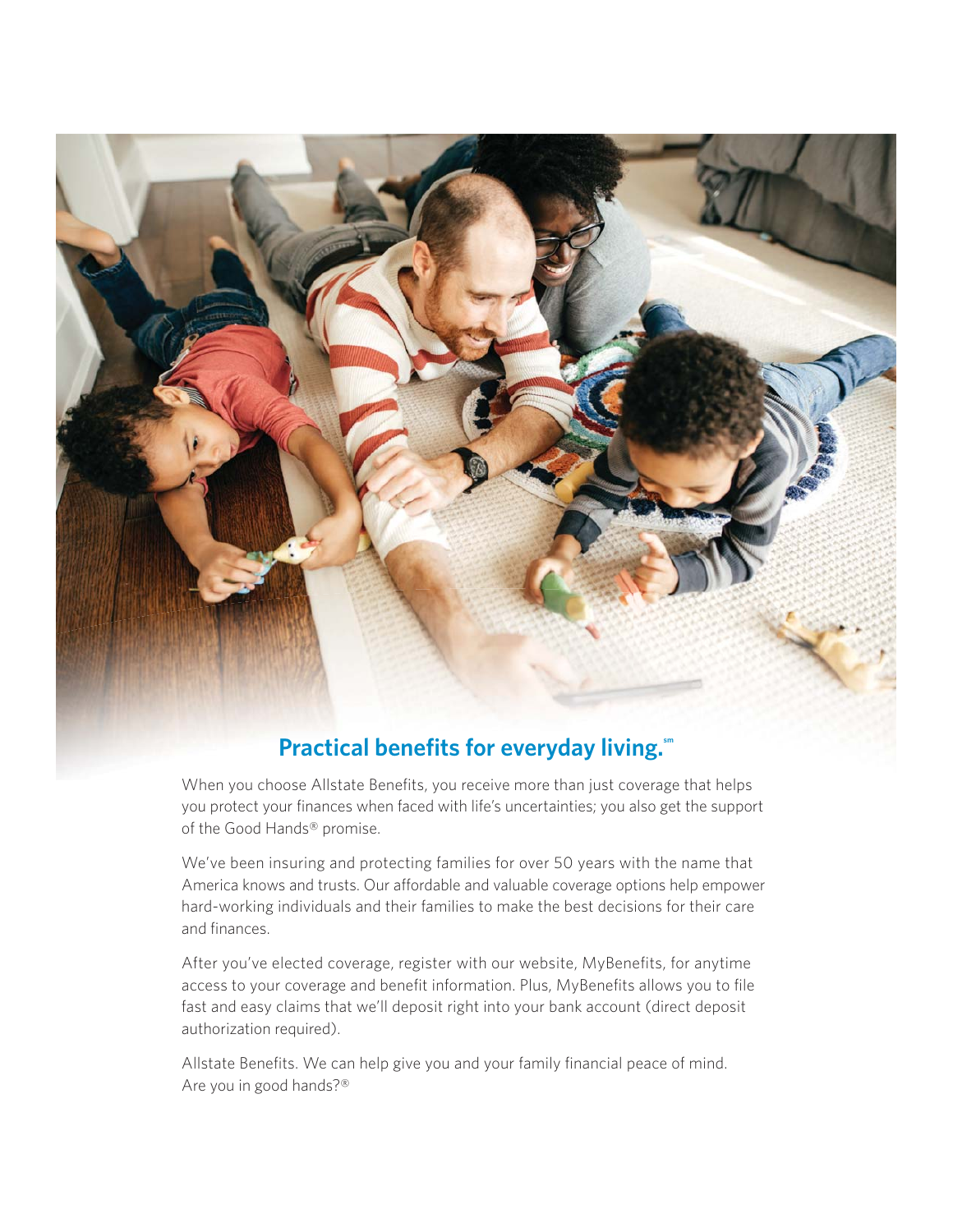## Practical benefits for everyday living.℠

When you choose Allstate Benefits, you receive more than just coverage that helps you protect your finances when faced with life's uncertainties; you also get the support of the Good Hands® promise.

We've been insuring and protecting families for over 50 years with the name that America knows and trusts. Our affordable and valuable coverage options help empower hard-working individuals and their families to make the best decisions for their care and finances.

After you've elected coverage, register with our website, MyBenefits, for anytime access to your coverage and benefit information. Plus, MyBenefits allows you to file fast and easy claims that we'll deposit right into your bank account (direct deposit authorization required).

Allstate Benefits. We can help give you and your family financial peace of mind. Are you in good hands?®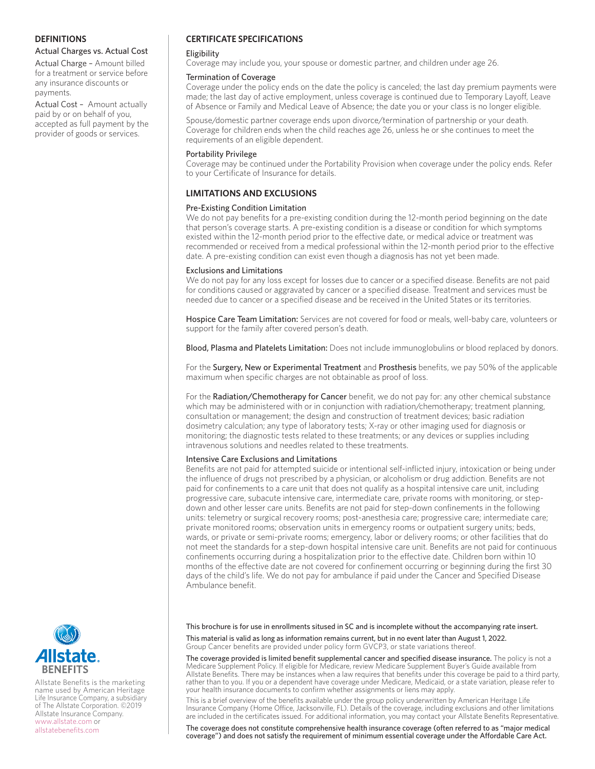## DEFINITIONS

### Actual Charges vs. Actual Cost

Actual Charge – Amount billed for a treatment or service before any insurance discounts or payments.

Actual Cost – Amount actually paid by or on behalf of you, accepted as full payment by the provider of goods or services.

## CERTIFICATE SPECIFICATIONS

### Eligibility

Coverage may include you, your spouse or domestic partner, and children under age 26.

### Termination of Coverage

Coverage under the policy ends on the date the policy is canceled; the last day premium payments were made; the last day of active employment, unless coverage is continued due to Temporary Layoff, Leave of Absence or Family and Medical Leave of Absence; the date you or your class is no longer eligible.

Spouse/domestic partner coverage ends upon divorce/termination of partnership or your death. Coverage for children ends when the child reaches age 26, unless he or she continues to meet the requirements of an eligible dependent.

### Portability Privilege

Coverage may be continued under the Portability Provision when coverage under the policy ends. Refer to your Certificate of Insurance for details.

## LIMITATIONS AND EXCLUSIONS

### Pre-Existing Condition Limitation

We do not pay benefits for a pre-existing condition during the 12-month period beginning on the date that person's coverage starts. A pre-existing condition is a disease or condition for which symptoms existed within the 12-month period prior to the effective date, or medical advice or treatment was recommended or received from a medical professional within the 12-month period prior to the effective date. A pre-existing condition can exist even though a diagnosis has not yet been made.

### Exclusions and Limitations

We do not pay for any loss except for losses due to cancer or a specified disease. Benefits are not paid for conditions caused or aggravated by cancer or a specified disease. Treatment and services must be needed due to cancer or a specified disease and be received in the United States or its territories.

Hospice Care Team Limitation: Services are not covered for food or meals, well-baby care, volunteers or support for the family after covered person's death.

Blood, Plasma and Platelets Limitation: Does not include immunoglobulins or blood replaced by donors.

For the Surgery, New or Experimental Treatment and Prosthesis benefits, we pay 50% of the applicable maximum when specific charges are not obtainable as proof of loss.

For the Radiation/Chemotherapy for Cancer benefit, we do not pay for: any other chemical substance which may be administered with or in conjunction with radiation/chemotherapy; treatment planning, consultation or management; the design and construction of treatment devices; basic radiation dosimetry calculation; any type of laboratory tests; X-ray or other imaging used for diagnosis or monitoring; the diagnostic tests related to these treatments; or any devices or supplies including intravenous solutions and needles related to these treatments.

### Intensive Care Exclusions and Limitations

Benefits are not paid for attempted suicide or intentional self-inflicted injury, intoxication or being under the influence of drugs not prescribed by a physician, or alcoholism or drug addiction. Benefits are not paid for confinements to a care unit that does not qualify as a hospital intensive care unit, including progressive care, subacute intensive care, intermediate care, private rooms with monitoring, or step-down and other lesser care units. Benefits are not paid for step-down confinements in the following units: telemetry or surgical recovery rooms; post-anesthesia care; progressive care; intermediate care; private monitored rooms; observation units in emergency rooms or outpatient surgery units; beds, wards, or private or semi-private rooms; emergency, labor or delivery rooms; or other facilities that do not meet the standards for a step-down hospital intensive care unit. Benefits are not paid for continuous confinements occurring during a hospitalization prior to the effective date. Children born within 10 months of the effective date are not covered for confinement occurring or beginning during the first 30 days of the child's life. We do not pay for ambulance if paid under the Cancer and Specified Disease Ambulance benefit.

**This brochure is for use in enrollments sitused in SC and is incomplete without the accompanying rate insert.**

**This material is valid as long as information remains current, but in no event later than August 1, 2022.**
Group Cancer benefits are provided under policy form GVCP3, or state variations thereof.

**The coverage provided is limited benefit supplemental cancer and specified disease insurance.** The policy is not a Medicare Supplement Policy. If eligible for Medicare, review Medicare Supplement Buyer's Guide available from Allstate Benefits. There may be instances when a law requires that benefits under this coverage be paid to a third party, rather than to you. If you or a dependent have coverage under Medicare, Medicaid, or a state variation, please refer to your health insurance documents to confirm whether assignments or liens may apply.

This is a brief overview of the benefits available under the group policy underwritten by American Heritage Life Insurance Company (Home Office, Jacksonville, FL). Details of the coverage, including exclusions and other limitations are included in the certificates issued. For additional information, you may contact your Allstate Benefits Representative.

**The coverage does not constitute comprehensive health insurance coverage (often referred to as "major medical coverage") and does not satisfy the requirement of minimum essential coverage under the Affordable Care Act.**

Allstate. BENEFITS

Allstate Benefits is the marketing name used by American Heritage Life Insurance Company, a subsidiary of The Allstate Corporation. ©2019 Allstate Insurance Company. www.allstate.com or allstatebenefits.com